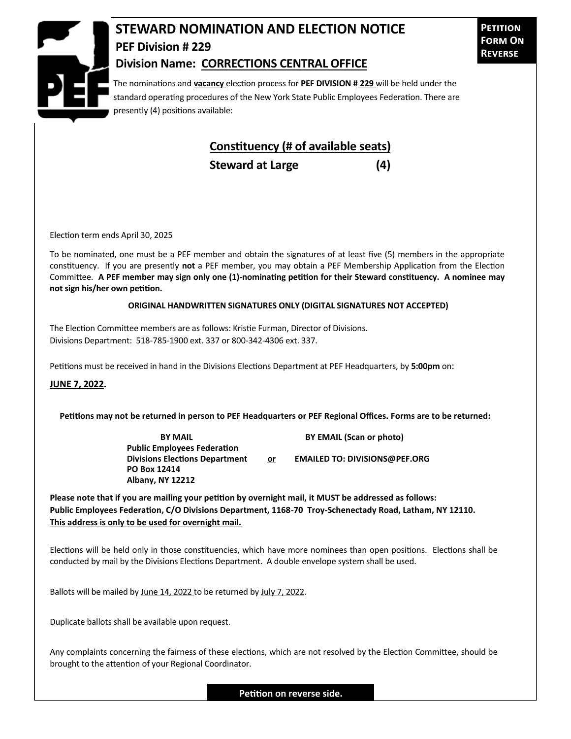# STEWARD NOMINATION AND ELECTION NOTICE

**PETITION FORM ON REVERSE**

## PEF Division # 229

## Division Name: CORRECTIONS CENTRAL OFFICE

The nominations and **vacancy** election process for **PEF DIVISION # 229** will be held under the standard operating procedures of the New York State Public Employees Federation. There are presently (4) positions available:

| Constituency (# of available seats) | |
|---|---|
| **Steward at Large** | **(4)** |

Election term ends April 30, 2025

To be nominated, one must be a PEF member and obtain the signatures of at least five (5) members in the appropriate constituency. If you are presently **not** a PEF member, you may obtain a PEF Membership Application from the Election Committee. **A PEF member may sign only one (1)-nominating petition for their Steward constituency. A nominee may not sign his/her own petition.**

**ORIGINAL HANDWRITTEN SIGNATURES ONLY (DIGITAL SIGNATURES NOT ACCEPTED)**

The Election Committee members are as follows: Kristie Furman, Director of Divisions.
Divisions Department: 518-785-1900 ext. 337 or 800-342-4306 ext. 337.

Petitions must be received in hand in the Divisions Elections Department at PEF Headquarters, by **5:00pm** on:

**JUNE 7, 2022.**

**Petitions may not be returned in person to PEF Headquarters or PEF Regional Offices. Forms are to be returned:**

**BY MAIL**
**Public Employees Federation**
**Divisions Elections Department**
**PO Box 12414**
**Albany, NY 12212**

**or**

**BY EMAIL (Scan or photo)**
**EMAILED TO: DIVISIONS@PEF.ORG**

**Please note that if you are mailing your petition by overnight mail, it MUST be addressed as follows: Public Employees Federation, C/O Divisions Department, 1168-70 Troy-Schenectady Road, Latham, NY 12110. This address is only to be used for overnight mail.**

Elections will be held only in those constituencies, which have more nominees than open positions. Elections shall be conducted by mail by the Divisions Elections Department. A double envelope system shall be used.

Ballots will be mailed by June 14, 2022 to be returned by July 7, 2022.

Duplicate ballots shall be available upon request.

Any complaints concerning the fairness of these elections, which are not resolved by the Election Committee, should be brought to the attention of your Regional Coordinator.

**Petition on reverse side.**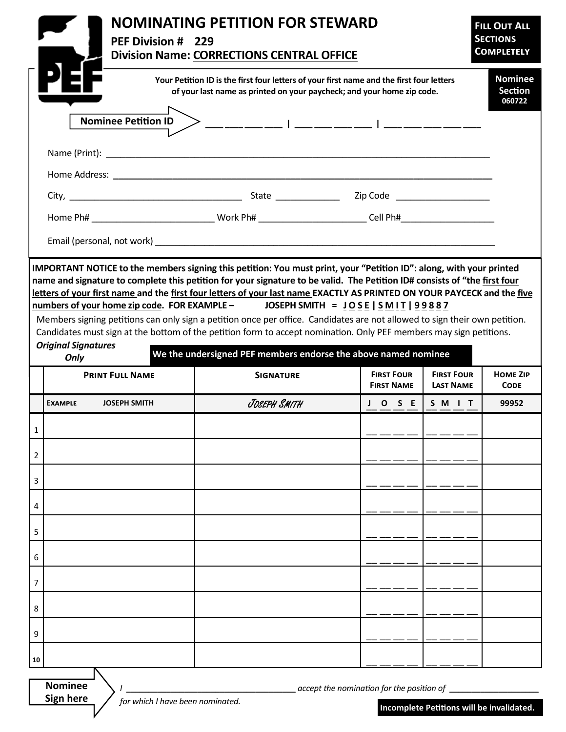# NOMINATING PETITION FOR STEWARD

**PEF Division # 229**
**Division Name: CORRECTIONS CENTRAL OFFICE**

**Fill Out All Sections Completely**

**Nominee Section**
**060722**

**Your Petition ID is the first four letters of your first name and the first four letters of your last name as printed on your paycheck; and your home zip code.**

**Nominee Petition ID** ___ ___ ___ ___ | ___ ___ ___ ___ | ___ ___ ___ ___ ___

Name (Print): ______________________________________________

Home Address: ______________________________________________

City, ______________________ State ____________ Zip Code ______________

Home Ph# ________________ Work Ph# ________________ Cell Ph# ________________

Email (personal, not work) ______________________________________________

**IMPORTANT NOTICE to the members signing this petition: You must print, your "Petition ID": along, with your printed name and signature to complete this petition for your signature to be valid. The Petition ID# consists of "the first four letters of your first name and the first four letters of your last name EXACTLY AS PRINTED ON YOUR PAYCECK and the five numbers of your home zip code. FOR EXAMPLE – JOSEPH SMITH = J O S E | S M I T | 9 9 8 8 7**

Members signing petitions can only sign a petition once per office. Candidates are not allowed to sign their own petition. Candidates must sign at the bottom of the petition form to accept nomination. Only PEF members may sign petitions.

***Original Signatures Only***

**We the undersigned PEF members endorse the above named nominee**

| | Print Full Name | Signature | First Four First Name | First Four Last Name | Home Zip Code |
|---|---|---|---|---|---|
| | Example JOSEPH SMITH | *Joseph Smith* | J O S E | S M I T | 99952 |
| 1 | | | __ __ __ __ | __ __ __ __ | |
| 2 | | | __ __ __ __ | __ __ __ __ | |
| 3 | | | __ __ __ __ | __ __ __ __ | |
| 4 | | | __ __ __ __ | __ __ __ __ | |
| 5 | | | __ __ __ __ | __ __ __ __ | |
| 6 | | | __ __ __ __ | __ __ __ __ | |
| 7 | | | __ __ __ __ | __ __ __ __ | |
| 8 | | | __ __ __ __ | __ __ __ __ | |
| 9 | | | __ __ __ __ | __ __ __ __ | |
| 10 | | | __ __ __ __ | __ __ __ __ | |

**Nominee Sign here** *I ______________________________ accept the nomination for the position of ________________ for which I have been nominated.*

**Incomplete Petitions will be invalidated.**